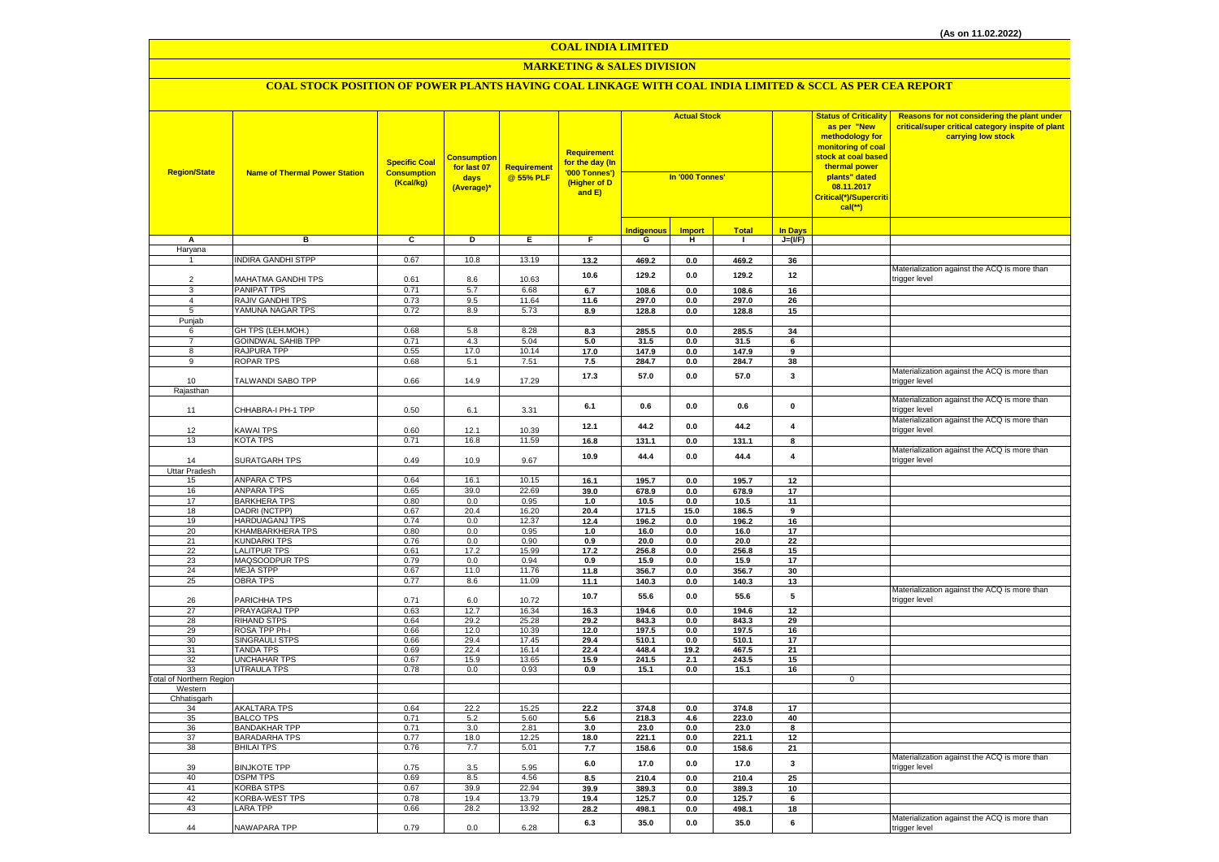(As on 11.02.2022)

# COAL INDIA LIMITED

## MARKETING & SALES DIVISION

### COAL STOCK POSITION OF POWER PLANTS HAVING COAL LINKAGE WITH COAL INDIA LIMITED & SCCL AS PER CEA REPORT

| Region/State | Name of Thermal Power Station | Specific Coal Consumption (Kcal/kg) | Consumption for last 07 days (Average)* | Requirement @ 55% PLF | Requirement for the day (In '000 Tonnes') (Higher of D and E) | Actual Stock In '000 Tonnes' | | | | Status of Criticality as per "New methodology for monitoring of coal stock at coal based thermal power plants" dated 08.11.2017 Critical(*)/Supercritical(**) | Reasons for not considering the plant under critical/super critical category inspite of plant carrying low stock |
|---|---|---|---|---|---|---|---|---|---|---|---|
| | | | | | | Indigenous | Import | Total | In Days | | |
| A | B | C | D | E | F | G | H | I | J=(I/F) | | |
| Haryana | | | | | | | | | | | |
| 1 | INDIRA GANDHI STPP | 0.67 | 10.8 | 13.19 | 13.2 | 469.2 | 0.0 | 469.2 | 36 | | |
| 2 | MAHATMA GANDHI TPS | 0.61 | 8.6 | 10.63 | 10.6 | 129.2 | 0.0 | 129.2 | 12 | | Materialization against the ACQ is more than trigger level |
| 3 | PANIPAT TPS | 0.71 | 5.7 | 6.68 | 6.7 | 108.6 | 0.0 | 108.6 | 16 | | |
| 4 | RAJIV GANDHI TPS | 0.73 | 9.5 | 11.64 | 11.6 | 297.0 | 0.0 | 297.0 | 26 | | |
| 5 | YAMUNA NAGAR TPS | 0.72 | 8.9 | 5.73 | 8.9 | 128.8 | 0.0 | 128.8 | 15 | | |
| Punjab | | | | | | | | | | | |
| 6 | GH TPS (LEH.MOH.) | 0.68 | 5.8 | 8.28 | 8.3 | 285.5 | 0.0 | 285.5 | 34 | | |
| 7 | GOINDWAL SAHIB TPP | 0.71 | 4.3 | 5.04 | 5.0 | 31.5 | 0.0 | 31.5 | 6 | | |
| 8 | RAJPURA TPP | 0.55 | 17.0 | 10.14 | 17.0 | 147.9 | 0.0 | 147.9 | 9 | | |
| 9 | ROPAR TPS | 0.68 | 5.1 | 7.51 | 7.5 | 284.7 | 0.0 | 284.7 | 38 | | |
| 10 | TALWANDI SABO TPP | 0.66 | 14.9 | 17.29 | 17.3 | 57.0 | 0.0 | 57.0 | 3 | | Materialization against the ACQ is more than trigger level |
| Rajasthan | | | | | | | | | | | |
| 11 | CHHABRA-I PH-1 TPP | 0.50 | 6.1 | 3.31 | 6.1 | 0.6 | 0.0 | 0.6 | 0 | | Materialization against the ACQ is more than trigger level |
| 12 | KAWAI TPS | 0.60 | 12.1 | 10.39 | 12.1 | 44.2 | 0.0 | 44.2 | 4 | | Materialization against the ACQ is more than trigger level |
| 13 | KOTA TPS | 0.71 | 16.8 | 11.59 | 16.8 | 131.1 | 0.0 | 131.1 | 8 | | |
| 14 | SURATGARH TPS | 0.49 | 10.9 | 9.67 | 10.9 | 44.4 | 0.0 | 44.4 | 4 | | Materialization against the ACQ is more than trigger level |
| Uttar Pradesh | | | | | | | | | | | |
| 15 | ANPARA C TPS | 0.64 | 16.1 | 10.15 | 16.1 | 195.7 | 0.0 | 195.7 | 12 | | |
| 16 | ANPARA TPS | 0.65 | 39.0 | 22.69 | 39.0 | 678.9 | 0.0 | 678.9 | 17 | | |
| 17 | BARKHERA TPS | 0.80 | 0.0 | 0.95 | 1.0 | 10.5 | 0.0 | 10.5 | 11 | | |
| 18 | DADRI (NCTPP) | 0.67 | 20.4 | 16.20 | 20.4 | 171.5 | 15.0 | 186.5 | 9 | | |
| 19 | HARDUAGANJ TPS | 0.74 | 0.0 | 12.37 | 12.4 | 196.2 | 0.0 | 196.2 | 16 | | |
| 20 | KHAMBARKHERA TPS | 0.80 | 0.0 | 0.95 | 1.0 | 16.0 | 0.0 | 16.0 | 17 | | |
| 21 | KUNDARKI TPS | 0.76 | 0.0 | 0.90 | 0.9 | 20.0 | 0.0 | 20.0 | 22 | | |
| 22 | LALITPUR TPS | 0.61 | 17.2 | 15.99 | 17.2 | 256.8 | 0.0 | 256.8 | 15 | | |
| 23 | MAQSOODPUR TPS | 0.79 | 0.0 | 0.94 | 0.9 | 15.9 | 0.0 | 15.9 | 17 | | |
| 24 | MEJA STPP | 0.67 | 11.0 | 11.76 | 11.8 | 356.7 | 0.0 | 356.7 | 30 | | |
| 25 | OBRA TPS | 0.77 | 8.6 | 11.09 | 11.1 | 140.3 | 0.0 | 140.3 | 13 | | |
| 26 | PARICHHA TPS | 0.71 | 6.0 | 10.72 | 10.7 | 55.6 | 0.0 | 55.6 | 5 | | Materialization against the ACQ is more than trigger level |
| 27 | PRAYAGRAJ TPP | 0.63 | 12.7 | 16.34 | 16.3 | 194.6 | 0.0 | 194.6 | 12 | | |
| 28 | RIHAND STPS | 0.64 | 29.2 | 25.28 | 29.2 | 843.3 | 0.0 | 843.3 | 29 | | |
| 29 | ROSA TPP Ph-I | 0.66 | 12.0 | 10.39 | 12.0 | 197.5 | 0.0 | 197.5 | 16 | | |
| 30 | SINGRAULI STPS | 0.66 | 29.4 | 17.45 | 29.4 | 510.1 | 0.0 | 510.1 | 17 | | |
| 31 | TANDA TPS | 0.69 | 22.4 | 16.14 | 22.4 | 448.4 | 19.2 | 467.5 | 21 | | |
| 32 | UNCHAHAR TPS | 0.67 | 15.9 | 13.65 | 15.9 | 241.5 | 2.1 | 243.5 | 15 | | |
| 33 | UTRAULA TPS | 0.78 | 0.0 | 0.93 | 0.9 | 15.1 | 0.0 | 15.1 | 16 | | |
| Total of Northern Region | | | | | | | | | | 0 | |
| Western | | | | | | | | | | | |
| Chhatisgarh | | | | | | | | | | | |
| 34 | AKALTARA TPS | 0.64 | 22.2 | 15.25 | 22.2 | 374.8 | 0.0 | 374.8 | 17 | | |
| 35 | BALCO TPS | 0.71 | 5.2 | 5.60 | 5.6 | 218.3 | 4.6 | 223.0 | 40 | | |
| 36 | BANDAKHAR TPP | 0.71 | 3.0 | 2.81 | 3.0 | 23.0 | 0.0 | 23.0 | 8 | | |
| 37 | BARADARHA TPS | 0.77 | 18.0 | 12.25 | 18.0 | 221.1 | 0.0 | 221.1 | 12 | | |
| 38 | BHILAI TPS | 0.76 | 7.7 | 5.01 | 7.7 | 158.6 | 0.0 | 158.6 | 21 | | |
| 39 | BINJKOTE TPP | 0.75 | 3.5 | 5.95 | 6.0 | 17.0 | 0.0 | 17.0 | 3 | | Materialization against the ACQ is more than trigger level |
| 40 | DSPM TPS | 0.69 | 8.5 | 4.56 | 8.5 | 210.4 | 0.0 | 210.4 | 25 | | |
| 41 | KORBA STPS | 0.67 | 39.9 | 22.94 | 39.9 | 389.3 | 0.0 | 389.3 | 10 | | |
| 42 | KORBA-WEST TPS | 0.78 | 19.4 | 13.79 | 19.4 | 125.7 | 0.0 | 125.7 | 6 | | |
| 43 | LARA TPP | 0.66 | 28.2 | 13.92 | 28.2 | 498.1 | 0.0 | 498.1 | 18 | | |
| 44 | NAWAPARA TPP | 0.79 | 0.0 | 6.28 | 6.3 | 35.0 | 0.0 | 35.0 | 6 | | Materialization against the ACQ is more than trigger level |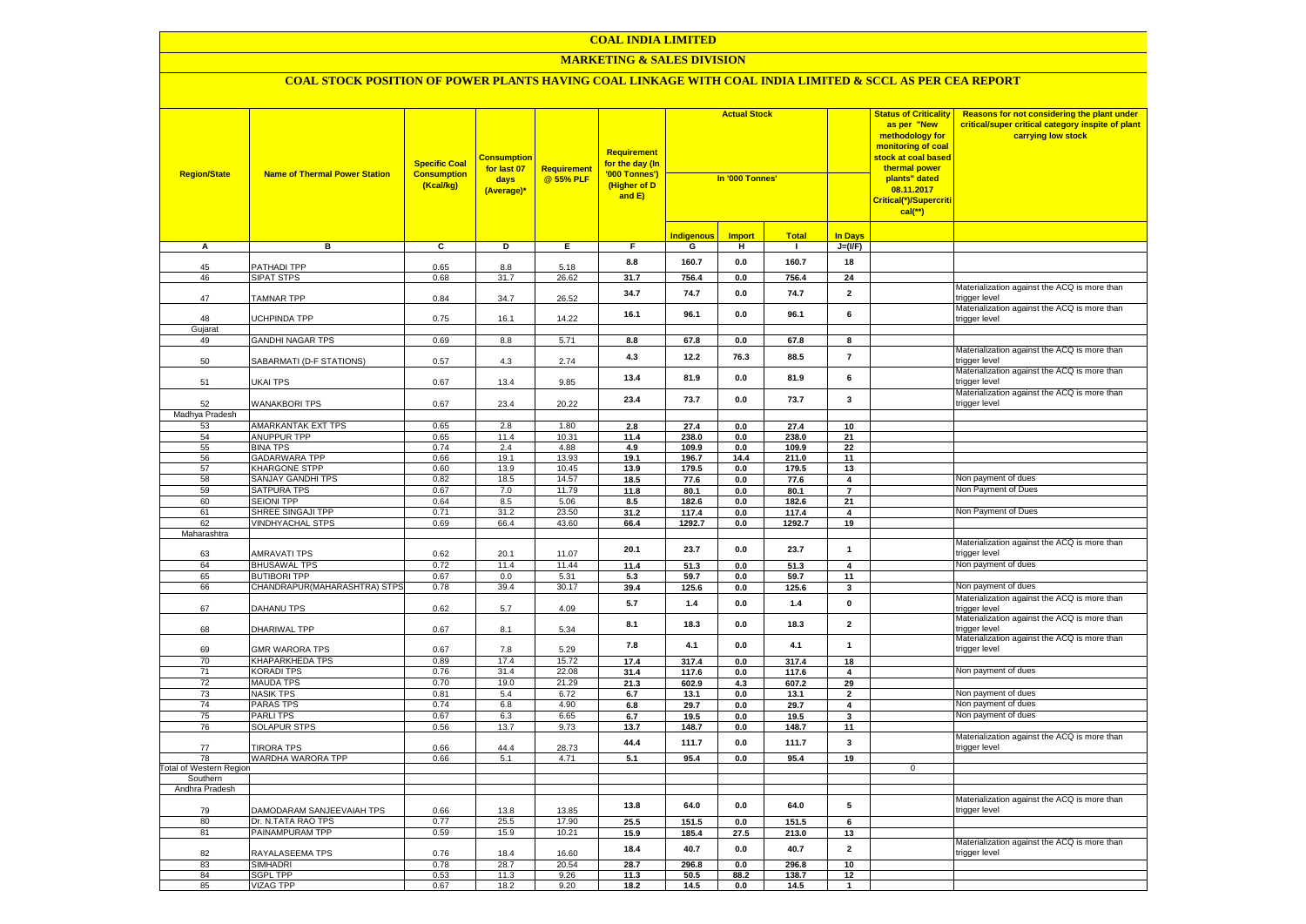# COAL INDIA LIMITED

## MARKETING & SALES DIVISION

### COAL STOCK POSITION OF POWER PLANTS HAVING COAL LINKAGE WITH COAL INDIA LIMITED & SCCL AS PER CEA REPORT

| Region/State | Name of Thermal Power Station | Specific Coal Consumption (Kcal/kg) | Consumption for last 07 days (Average)* | Requirement @ 55% PLF | Requirement for the day (In '000 Tonnes') (Higher of D and E) | Actual Stock In '000 Tonnes' | | | | Status of Criticality as per "New methodology for monitoring of coal stock at coal based thermal power plants" dated 08.11.2017 Critical(*)/Supercritical(**) | Reasons for not considering the plant under critical/super critical category inspite of plant carrying low stock |
|---|---|---|---|---|---|---|---|---|---|---|---|
| | | | | | | Indigenous | Import | Total | In Days | | |
| A | B | C | D | E | F | G | H | I | J=(I/F) | | |
| 45 | PATHADI TPP | 0.65 | 8.8 | 5.18 | 8.8 | 160.7 | 0.0 | 160.7 | 18 | | |
| 46 | SIPAT STPS | 0.68 | 31.7 | 26.62 | 31.7 | 756.4 | 0.0 | 756.4 | 24 | | |
| 47 | TAMNAR TPP | 0.84 | 34.7 | 26.52 | 34.7 | 74.7 | 0.0 | 74.7 | 2 | | Materialization against the ACQ is more than trigger level |
| 48 | UCHPINDA TPP | 0.75 | 16.1 | 14.22 | 16.1 | 96.1 | 0.0 | 96.1 | 6 | | Materialization against the ACQ is more than trigger level |
| Gujarat | | | | | | | | | | | |
| 49 | GANDHI NAGAR TPS | 0.69 | 8.8 | 5.71 | 8.8 | 67.8 | 0.0 | 67.8 | 8 | | |
| 50 | SABARMATI (D-F STATIONS) | 0.57 | 4.3 | 2.74 | 4.3 | 12.2 | 76.3 | 88.5 | 7 | | Materialization against the ACQ is more than trigger level |
| 51 | UKAI TPS | 0.67 | 13.4 | 9.85 | 13.4 | 81.9 | 0.0 | 81.9 | 6 | | Materialization against the ACQ is more than trigger level |
| 52 | WANAKBORI TPS | 0.67 | 23.4 | 20.22 | 23.4 | 73.7 | 0.0 | 73.7 | 3 | | Materialization against the ACQ is more than trigger level |
| Madhya Pradesh | | | | | | | | | | | |
| 53 | AMARKANTAK EXT TPS | 0.65 | 2.8 | 1.80 | 2.8 | 27.4 | 0.0 | 27.4 | 10 | | |
| 54 | ANUPPUR TPP | 0.65 | 11.4 | 10.31 | 11.4 | 238.0 | 0.0 | 238.0 | 21 | | |
| 55 | BINA TPS | 0.74 | 2.4 | 4.88 | 4.9 | 109.9 | 0.0 | 109.9 | 22 | | |
| 56 | GADARWARA TPP | 0.66 | 19.1 | 13.93 | 19.1 | 196.7 | 14.4 | 211.0 | 11 | | |
| 57 | KHARGONE STPP | 0.60 | 13.9 | 10.45 | 13.9 | 179.5 | 0.0 | 179.5 | 13 | | |
| 58 | SANJAY GANDHI TPS | 0.82 | 18.5 | 14.57 | 18.5 | 77.6 | 0.0 | 77.6 | 4 | | Non payment of dues |
| 59 | SATPURA TPS | 0.67 | 7.0 | 11.79 | 11.8 | 80.1 | 0.0 | 80.1 | 7 | | Non Payment of Dues |
| 60 | SEIONI TPP | 0.64 | 8.5 | 5.06 | 8.5 | 182.6 | 0.0 | 182.6 | 21 | | |
| 61 | SHREE SINGAJI TPP | 0.71 | 31.2 | 23.50 | 31.2 | 117.4 | 0.0 | 117.4 | 4 | | Non Payment of Dues |
| 62 | VINDHYACHAL STPS | 0.69 | 66.4 | 43.60 | 66.4 | 1292.7 | 0.0 | 1292.7 | 19 | | |
| Maharashtra | | | | | | | | | | | |
| 63 | AMRAVATI TPS | 0.62 | 20.1 | 11.07 | 20.1 | 23.7 | 0.0 | 23.7 | 1 | | Materialization against the ACQ is more than trigger level |
| 64 | BHUSAWAL TPS | 0.72 | 11.4 | 11.44 | 11.4 | 51.3 | 0.0 | 51.3 | 4 | | Non payment of dues |
| 65 | BUTIBORI TPP | 0.67 | 0.0 | 5.31 | 5.3 | 59.7 | 0.0 | 59.7 | 11 | | |
| 66 | CHANDRAPUR(MAHARASHTRA) STPS | 0.78 | 39.4 | 30.17 | 39.4 | 125.6 | 0.0 | 125.6 | 3 | | Non payment of dues |
| 67 | DAHANU TPS | 0.62 | 5.7 | 4.09 | 5.7 | 1.4 | 0.0 | 1.4 | 0 | | Materialization against the ACQ is more than trigger level |
| 68 | DHARIWAL TPP | 0.67 | 8.1 | 5.34 | 8.1 | 18.3 | 0.0 | 18.3 | 2 | | Materialization against the ACQ is more than trigger level |
| 69 | GMR WARORA TPS | 0.67 | 7.8 | 5.29 | 7.8 | 4.1 | 0.0 | 4.1 | 1 | | Materialization against the ACQ is more than trigger level |
| 70 | KHAPARKHEDA TPS | 0.89 | 17.4 | 15.72 | 17.4 | 317.4 | 0.0 | 317.4 | 18 | | |
| 71 | KORADI TPS | 0.76 | 31.4 | 22.08 | 31.4 | 117.6 | 0.0 | 117.6 | 4 | | Non payment of dues |
| 72 | MAUDA TPS | 0.70 | 19.0 | 21.29 | 21.3 | 602.9 | 4.3 | 607.2 | 29 | | |
| 73 | NASIK TPS | 0.81 | 5.4 | 6.72 | 6.7 | 13.1 | 0.0 | 13.1 | 2 | | Non payment of dues |
| 74 | PARAS TPS | 0.74 | 6.8 | 4.90 | 6.8 | 29.7 | 0.0 | 29.7 | 4 | | Non payment of dues |
| 75 | PARLI TPS | 0.67 | 6.3 | 6.65 | 6.7 | 19.5 | 0.0 | 19.5 | 3 | | Non payment of dues |
| 76 | SOLAPUR STPS | 0.56 | 13.7 | 9.73 | 13.7 | 148.7 | 0.0 | 148.7 | 11 | | |
| 77 | TIRORA TPS | 0.66 | 44.4 | 28.73 | 44.4 | 111.7 | 0.0 | 111.7 | 3 | | Materialization against the ACQ is more than trigger level |
| 78 | WARDHA WARORA TPP | 0.66 | 5.1 | 4.71 | 5.1 | 95.4 | 0.0 | 95.4 | 19 | | |
| Total of Western Region | | | | | | | | | | 0 | |
| Southern | | | | | | | | | | | |
| Andhra Pradesh | | | | | | | | | | | |
| 79 | DAMODARAM SANJEEVAIAH TPS | 0.66 | 13.8 | 13.85 | 13.8 | 64.0 | 0.0 | 64.0 | 5 | | Materialization against the ACQ is more than trigger level |
| 80 | Dr. N.TATA RAO TPS | 0.77 | 25.5 | 17.90 | 25.5 | 151.5 | 0.0 | 151.5 | 6 | | |
| 81 | PAINAMPURAM TPP | 0.59 | 15.9 | 10.21 | 15.9 | 185.4 | 27.5 | 213.0 | 13 | | |
| 82 | RAYALASEEMA TPS | 0.76 | 18.4 | 16.60 | 18.4 | 40.7 | 0.0 | 40.7 | 2 | | Materialization against the ACQ is more than trigger level |
| 83 | SIMHADRI | 0.78 | 28.7 | 20.54 | 28.7 | 296.8 | 0.0 | 296.8 | 10 | | |
| 84 | SGPL TPP | 0.53 | 11.3 | 9.26 | 11.3 | 50.5 | 88.2 | 138.7 | 12 | | |
| 85 | VIZAG TPP | 0.67 | 18.2 | 9.20 | 18.2 | 14.5 | 0.0 | 14.5 | 1 | | |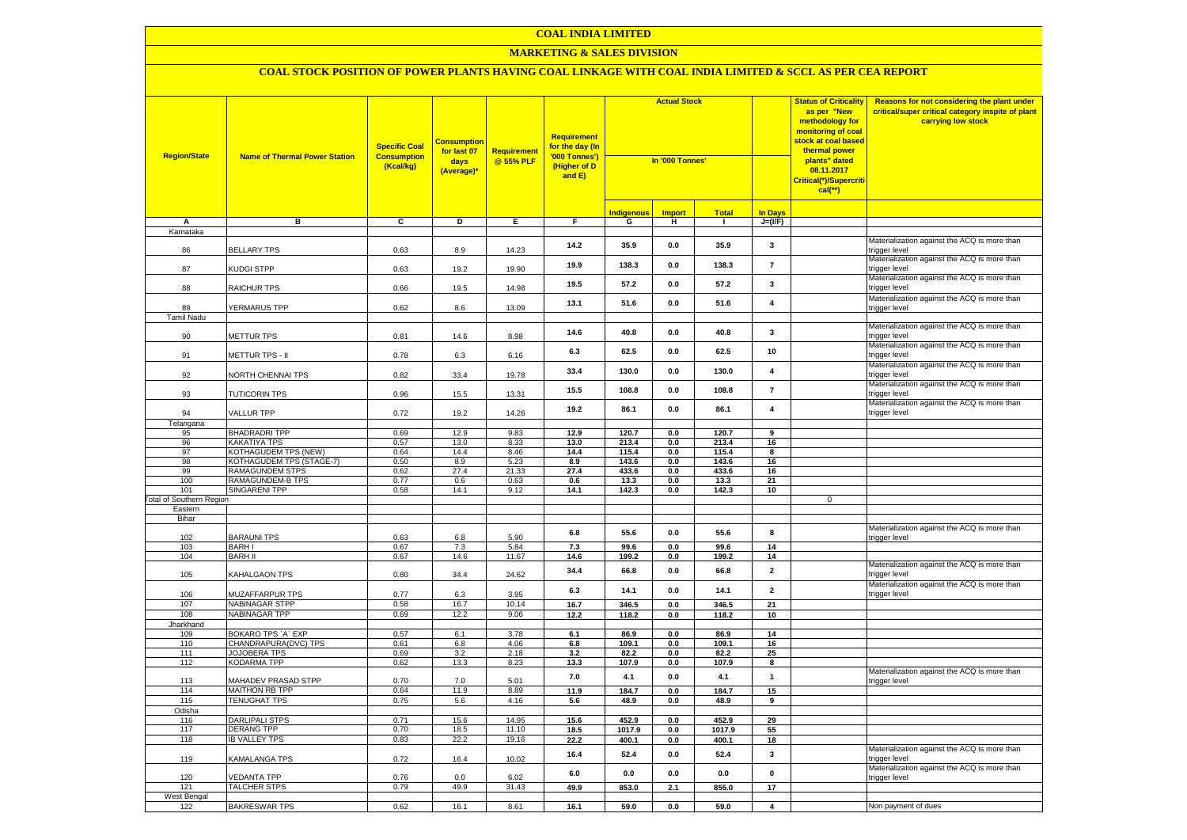# COAL INDIA LIMITED

## MARKETING & SALES DIVISION

### COAL STOCK POSITION OF POWER PLANTS HAVING COAL LINKAGE WITH COAL INDIA LIMITED & SCCL AS PER CEA REPORT

| Region/State | Name of Thermal Power Station | Specific Coal Consumption (Kcal/kg) | Consumption for last 07 days (Average)* | Requirement @ 55% PLF | Requirement for the day (In '000 Tonnes') (Higher of D and E) | Actual Stock In '000 Tonnes' | | | | Status of Criticality as per "New methodology for monitoring of coal stock at coal based thermal power plants" dated 08.11.2017 Critical(*)/Supercritical(**) | Reasons for not considering the plant under critical/super critical category inspite of plant carrying low stock |
|---|---|---|---|---|---|---|---|---|---|---|---|
| | | | | | | Indigenous | Import | Total | In Days | | |
| A | B | C | D | E | F | G | H | I | J=(I/F) | | |
| Karnataka | | | | | | | | | | | |
| 86 | BELLARY TPS | 0.63 | 8.9 | 14.23 | 14.2 | 35.9 | 0.0 | 35.9 | 3 | | Materialization against the ACQ is more than trigger level |
| 87 | KUDGI STPP | 0.63 | 19.2 | 19.90 | 19.9 | 138.3 | 0.0 | 138.3 | 7 | | Materialization against the ACQ is more than trigger level |
| 88 | RAICHUR TPS | 0.66 | 19.5 | 14.98 | 19.5 | 57.2 | 0.0 | 57.2 | 3 | | Materialization against the ACQ is more than trigger level |
| 89 | YERMARUS TPP | 0.62 | 8.6 | 13.09 | 13.1 | 51.6 | 0.0 | 51.6 | 4 | | Materialization against the ACQ is more than trigger level |
| Tamil Nadu | | | | | | | | | | | |
| 90 | METTUR TPS | 0.81 | 14.6 | 8.98 | 14.6 | 40.8 | 0.0 | 40.8 | 3 | | Materialization against the ACQ is more than trigger level |
| 91 | METTUR TPS - II | 0.78 | 6.3 | 6.16 | 6.3 | 62.5 | 0.0 | 62.5 | 10 | | Materialization against the ACQ is more than trigger level |
| 92 | NORTH CHENNAI TPS | 0.82 | 33.4 | 19.78 | 33.4 | 130.0 | 0.0 | 130.0 | 4 | | Materialization against the ACQ is more than trigger level |
| 93 | TUTICORIN TPS | 0.96 | 15.5 | 13.31 | 15.5 | 108.8 | 0.0 | 108.8 | 7 | | Materialization against the ACQ is more than trigger level |
| 94 | VALLUR TPP | 0.72 | 19.2 | 14.26 | 19.2 | 86.1 | 0.0 | 86.1 | 4 | | Materialization against the ACQ is more than trigger level |
| Telangana | | | | | | | | | | | |
| 95 | BHADRADRI TPP | 0.69 | 12.9 | 9.83 | 12.9 | 120.7 | 0.0 | 120.7 | 9 | | |
| 96 | KAKATIYA TPS | 0.57 | 13.0 | 8.33 | 13.0 | 213.4 | 0.0 | 213.4 | 16 | | |
| 97 | KOTHAGUDEM TPS (NEW) | 0.64 | 14.4 | 8.46 | 14.4 | 115.4 | 0.0 | 115.4 | 8 | | |
| 98 | KOTHAGUDEM TPS (STAGE-7) | 0.50 | 8.9 | 5.23 | 8.9 | 143.6 | 0.0 | 143.6 | 16 | | |
| 99 | RAMAGUNDEM STPS | 0.62 | 27.4 | 21.33 | 27.4 | 433.6 | 0.0 | 433.6 | 16 | | |
| 100 | RAMAGUNDEM-B TPS | 0.77 | 0.6 | 0.63 | 0.6 | 13.3 | 0.0 | 13.3 | 21 | | |
| 101 | SINGARENI TPP | 0.58 | 14.1 | 9.12 | 14.1 | 142.3 | 0.0 | 142.3 | 10 | | |
| Total of Southern Region | | | | | | | | | | 0 | |
| Eastern | | | | | | | | | | | |
| Bihar | | | | | | | | | | | |
| 102 | BARAUNI TPS | 0.63 | 6.8 | 5.90 | 6.8 | 55.6 | 0.0 | 55.6 | 8 | | Materialization against the ACQ is more than trigger level |
| 103 | BARH I | 0.67 | 7.3 | 5.84 | 7.3 | 99.6 | 0.0 | 99.6 | 14 | | |
| 104 | BARH II | 0.67 | 14.6 | 11.67 | 14.6 | 199.2 | 0.0 | 199.2 | 14 | | |
| 105 | KAHALGAON TPS | 0.80 | 34.4 | 24.62 | 34.4 | 66.8 | 0.0 | 66.8 | 2 | | Materialization against the ACQ is more than trigger level |
| 106 | MUZAFFARPUR TPS | 0.77 | 6.3 | 3.95 | 6.3 | 14.1 | 0.0 | 14.1 | 2 | | Materialization against the ACQ is more than trigger level |
| 107 | NABINAGAR STPP | 0.58 | 16.7 | 10.14 | 16.7 | 346.5 | 0.0 | 346.5 | 21 | | |
| 108 | NABINAGAR TPP | 0.69 | 12.2 | 9.06 | 12.2 | 118.2 | 0.0 | 118.2 | 10 | | |
| Jharkhand | | | | | | | | | | | |
| 109 | BOKARO TPS `A` EXP | 0.57 | 6.1 | 3.78 | 6.1 | 86.9 | 0.0 | 86.9 | 14 | | |
| 110 | CHANDRAPURA(DVC) TPS | 0.61 | 6.8 | 4.06 | 6.8 | 109.1 | 0.0 | 109.1 | 16 | | |
| 111 | JOJOBERA TPS | 0.69 | 3.2 | 2.18 | 3.2 | 82.2 | 0.0 | 82.2 | 25 | | |
| 112 | KODARMA TPP | 0.62 | 13.3 | 8.23 | 13.3 | 107.9 | 0.0 | 107.9 | 8 | | |
| 113 | MAHADEV PRASAD STPP | 0.70 | 7.0 | 5.01 | 7.0 | 4.1 | 0.0 | 4.1 | 1 | | Materialization against the ACQ is more than trigger level |
| 114 | MAITHON RB TPP | 0.64 | 11.9 | 8.89 | 11.9 | 184.7 | 0.0 | 184.7 | 15 | | |
| 115 | TENUGHAT TPS | 0.75 | 5.6 | 4.16 | 5.6 | 48.9 | 0.0 | 48.9 | 9 | | |
| Odisha | | | | | | | | | | | |
| 116 | DARLIPALI STPS | 0.71 | 15.6 | 14.95 | 15.6 | 452.9 | 0.0 | 452.9 | 29 | | |
| 117 | DERANG TPP | 0.70 | 18.5 | 11.10 | 18.5 | 1017.9 | 0.0 | 1017.9 | 55 | | |
| 118 | IB VALLEY TPS | 0.83 | 22.2 | 19.16 | 22.2 | 400.1 | 0.0 | 400.1 | 18 | | |
| 119 | KAMALANGA TPS | 0.72 | 16.4 | 10.02 | 16.4 | 52.4 | 0.0 | 52.4 | 3 | | Materialization against the ACQ is more than trigger level |
| 120 | VEDANTA TPP | 0.76 | 0.0 | 6.02 | 6.0 | 0.0 | 0.0 | 0.0 | 0 | | Materialization against the ACQ is more than trigger level |
| 121 | TALCHER STPS | 0.79 | 49.9 | 31.43 | 49.9 | 853.0 | 2.1 | 855.0 | 17 | | |
| West Bengal | | | | | | | | | | | |
| 122 | BAKRESWAR TPS | 0.62 | 16.1 | 8.61 | 16.1 | 59.0 | 0.0 | 59.0 | 4 | | Non payment of dues |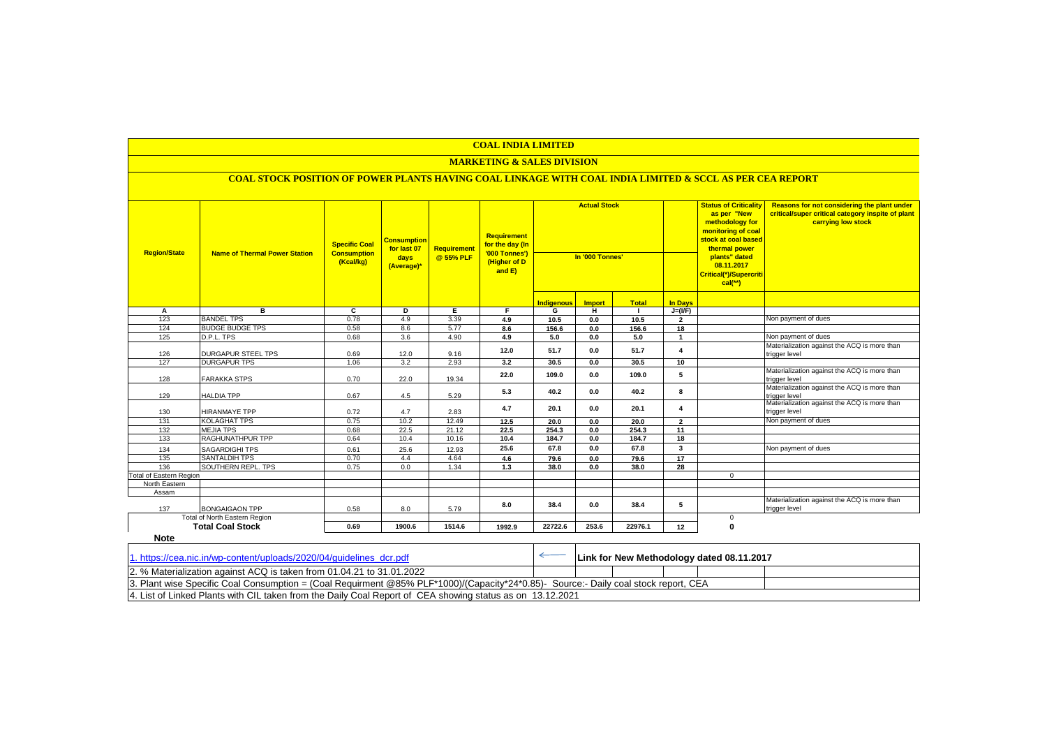# COAL INDIA LIMITED

## MARKETING & SALES DIVISION

### COAL STOCK POSITION OF POWER PLANTS HAVING COAL LINKAGE WITH COAL INDIA LIMITED & SCCL AS PER CEA REPORT

| Region/State | Name of Thermal Power Station | Specific Coal Consumption (Kcal/kg) | Consumption for last 07 days (Average)* | Requirement @ 55% PLF | Requirement for the day (In '000 Tonnes') (Higher of D and E) | Actual Stock In '000 Tonnes' | | | | Status of Criticality as per "New methodology for monitoring of coal stock at coal based thermal power plants" dated 08.11.2017 Critical(*)/Supercritical(**) | Reasons for not considering the plant under critical/super critical category inspite of plant carrying low stock |
|---|---|---|---|---|---|---|---|---|---|---|---|
| | | | | | | Indigenous | Import | Total | In Days | | |
| A | B | C | D | E | F | G | H | I | J=(I/F) | | |
| 123 | BANDEL TPS | 0.78 | 4.9 | 3.39 | 4.9 | 10.5 | 0.0 | 10.5 | 2 | | Non payment of dues |
| 124 | BUDGE BUDGE TPS | 0.58 | 8.6 | 5.77 | 8.6 | 156.6 | 0.0 | 156.6 | 18 | | |
| 125 | D.P.L. TPS | 0.68 | 3.6 | 4.90 | 4.9 | 5.0 | 0.0 | 5.0 | 1 | | Non payment of dues |
| 126 | DURGAPUR STEEL TPS | 0.69 | 12.0 | 9.16 | 12.0 | 51.7 | 0.0 | 51.7 | 4 | | Materialization against the ACQ is more than trigger level |
| 127 | DURGAPUR TPS | 1.06 | 3.2 | 2.93 | 3.2 | 30.5 | 0.0 | 30.5 | 10 | | |
| 128 | FARAKKA STPS | 0.70 | 22.0 | 19.34 | 22.0 | 109.0 | 0.0 | 109.0 | 5 | | Materialization against the ACQ is more than trigger level |
| 129 | HALDIA TPP | 0.67 | 4.5 | 5.29 | 5.3 | 40.2 | 0.0 | 40.2 | 8 | | Materialization against the ACQ is more than trigger level |
| 130 | HIRANMAYE TPP | 0.72 | 4.7 | 2.83 | 4.7 | 20.1 | 0.0 | 20.1 | 4 | | Materialization against the ACQ is more than trigger level |
| 131 | KOLAGHAT TPS | 0.75 | 10.2 | 12.49 | 12.5 | 20.0 | 0.0 | 20.0 | 2 | | Non payment of dues |
| 132 | MEJIA TPS | 0.68 | 22.5 | 21.12 | 22.5 | 254.3 | 0.0 | 254.3 | 11 | | |
| 133 | RAGHUNATHPUR TPP | 0.64 | 10.4 | 10.16 | 10.4 | 184.7 | 0.0 | 184.7 | 18 | | |
| 134 | SAGARDIGHI TPS | 0.61 | 25.6 | 12.93 | 25.6 | 67.8 | 0.0 | 67.8 | 3 | | Non payment of dues |
| 135 | SANTALDIH TPS | 0.70 | 4.4 | 4.64 | 4.6 | 79.6 | 0.0 | 79.6 | 17 | | |
| 136 | SOUTHERN REPL. TPS | 0.75 | 0.0 | 1.34 | 1.3 | 38.0 | 0.0 | 38.0 | 28 | | |
| Total of Eastern Region | | | | | | | | | | 0 | |
| North Eastern | | | | | | | | | | | |
| Assam | | | | | | | | | | | |
| 137 | BONGAIGAON TPP | 0.58 | 8.0 | 5.79 | 8.0 | 38.4 | 0.0 | 38.4 | 5 | | Materialization against the ACQ is more than trigger level |
| Total of North Eastern Region | | | | | | | | | | 0 | |
| **Total Coal Stock** | | 0.69 | 1900.6 | 1514.6 | 1992.9 | 22722.6 | 253.6 | 22976.1 | 12 | 0 | |

**Note**

1. https://cea.nic.in/wp-content/uploads/2020/04/guidelines_dcr.pdf ← **Link for New Methodology dated 08.11.2017**
2. % Materialization against ACQ is taken from 01.04.21 to 31.01.2022
3. Plant wise Specific Coal Consumption = (Coal Requirment @85% PLF*1000)/(Capacity*24*0.85)- Source:- Daily coal stock report, CEA
4. List of Linked Plants with CIL taken from the Daily Coal Report of CEA showing status as on 13.12.2021